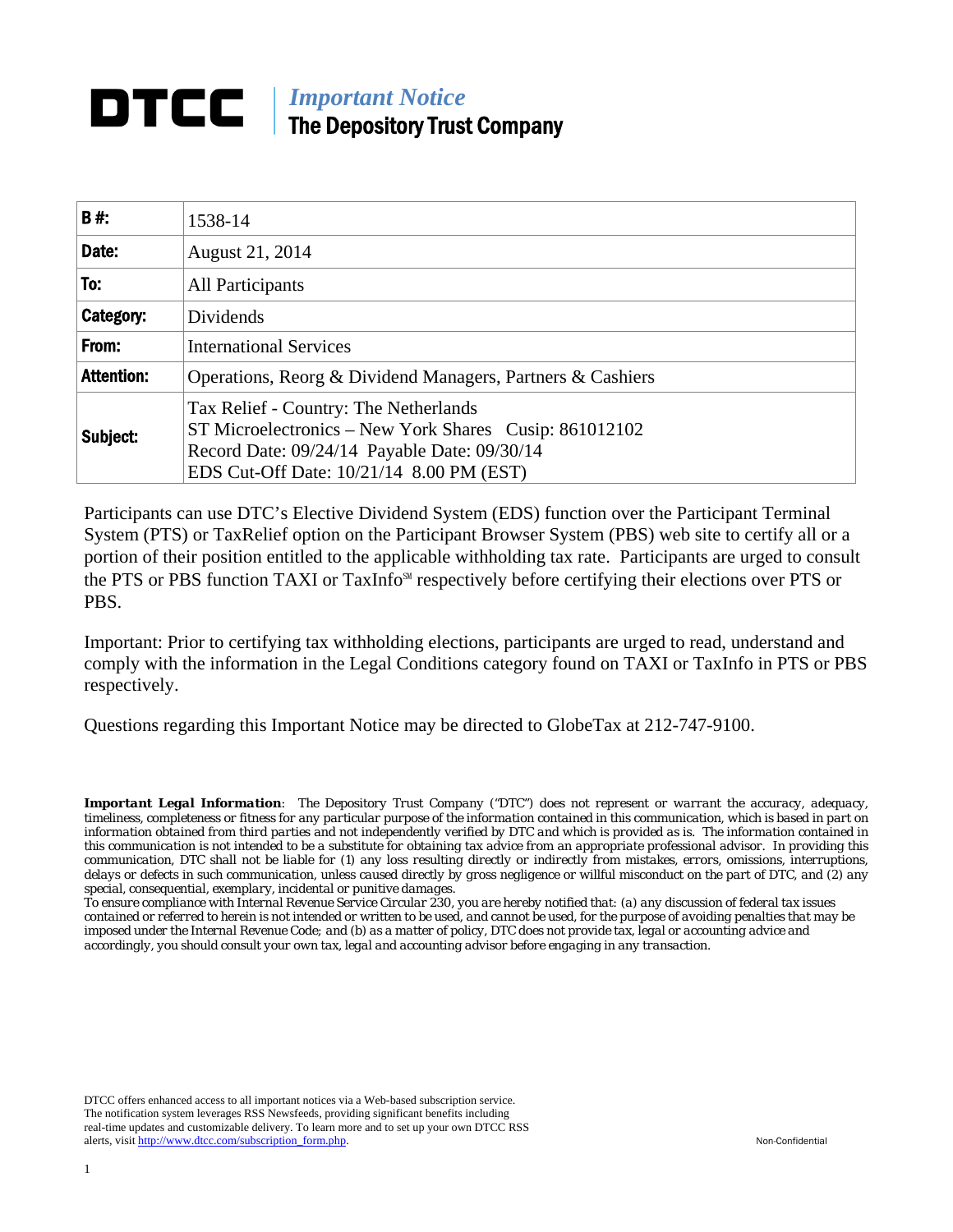# DTCC

*Important Notice*
The Depository Trust Company

| B #: | 1538-14 |
|---|---|
| Date: | August 21, 2014 |
| To: | All Participants |
| Category: | Dividends |
| From: | International Services |
| Attention: | Operations, Reorg & Dividend Managers, Partners & Cashiers |
| Subject: | Tax Relief - Country: The Netherlands<br>ST Microelectronics – New York Shares Cusip: 861012102<br>Record Date: 09/24/14 Payable Date: 09/30/14<br>EDS Cut-Off Date: 10/21/14 8.00 PM (EST) |

Participants can use DTC's Elective Dividend System (EDS) function over the Participant Terminal System (PTS) or TaxRelief option on the Participant Browser System (PBS) web site to certify all or a portion of their position entitled to the applicable withholding tax rate. Participants are urged to consult the PTS or PBS function TAXI or TaxInfo℠ respectively before certifying their elections over PTS or PBS.

Important: Prior to certifying tax withholding elections, participants are urged to read, understand and comply with the information in the Legal Conditions category found on TAXI or TaxInfo in PTS or PBS respectively.

Questions regarding this Important Notice may be directed to GlobeTax at 212-747-9100.

***Important Legal Information**: The Depository Trust Company ("DTC") does not represent or warrant the accuracy, adequacy, timeliness, completeness or fitness for any particular purpose of the information contained in this communication, which is based in part on information obtained from third parties and not independently verified by DTC and which is provided as is. The information contained in this communication is not intended to be a substitute for obtaining tax advice from an appropriate professional advisor. In providing this communication, DTC shall not be liable for (1) any loss resulting directly or indirectly from mistakes, errors, omissions, interruptions, delays or defects in such communication, unless caused directly by gross negligence or willful misconduct on the part of DTC, and (2) any special, consequential, exemplary, incidental or punitive damages.*

*To ensure compliance with Internal Revenue Service Circular 230, you are hereby notified that: (a) any discussion of federal tax issues contained or referred to herein is not intended or written to be used, and cannot be used, for the purpose of avoiding penalties that may be imposed under the Internal Revenue Code; and (b) as a matter of policy, DTC does not provide tax, legal or accounting advice and accordingly, you should consult your own tax, legal and accounting advisor before engaging in any transaction.*

DTCC offers enhanced access to all important notices via a Web-based subscription service. The notification system leverages RSS Newsfeeds, providing significant benefits including real-time updates and customizable delivery. To learn more and to set up your own DTCC RSS alerts, visit http://www.dtcc.com/subscription_form.php.

Non-Confidential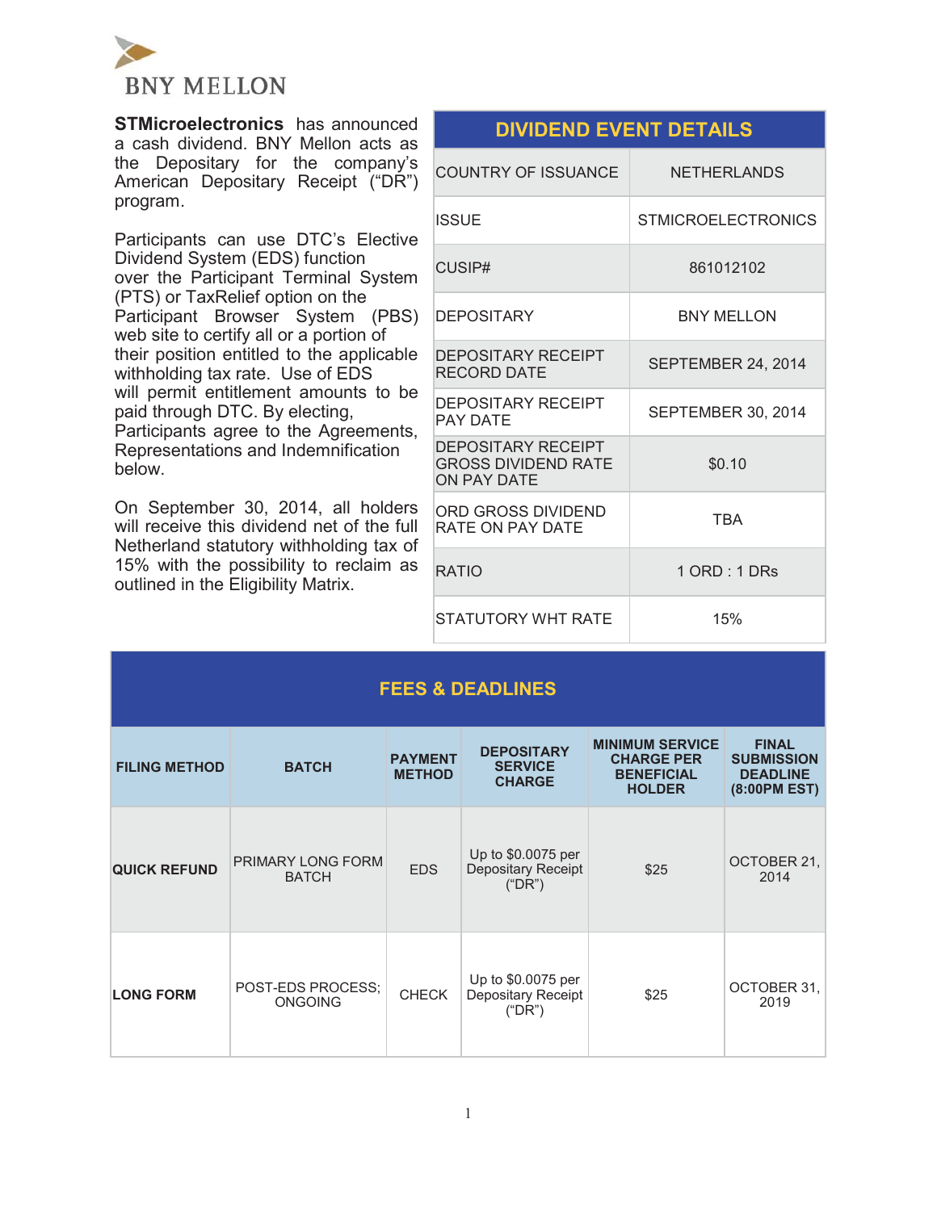BNY MELLON

**STMicroelectronics** has announced a cash dividend. BNY Mellon acts as the Depositary for the company's American Depositary Receipt ("DR") program.

Participants can use DTC's Elective Dividend System (EDS) function over the Participant Terminal System (PTS) or TaxRelief option on the Participant Browser System (PBS) web site to certify all or a portion of their position entitled to the applicable withholding tax rate. Use of EDS will permit entitlement amounts to be paid through DTC. By electing, Participants agree to the Agreements, Representations and Indemnification below.

On September 30, 2014, all holders will receive this dividend net of the full Netherland statutory withholding tax of 15% with the possibility to reclaim as outlined in the Eligibility Matrix.

| DIVIDEND EVENT DETAILS | |
|---|---|
| COUNTRY OF ISSUANCE | NETHERLANDS |
| ISSUE | STMICROELECTRONICS |
| CUSIP# | 861012102 |
| DEPOSITARY | BNY MELLON |
| DEPOSITARY RECEIPT RECORD DATE | SEPTEMBER 24, 2014 |
| DEPOSITARY RECEIPT PAY DATE | SEPTEMBER 30, 2014 |
| DEPOSITARY RECEIPT GROSS DIVIDEND RATE ON PAY DATE | $0.10 |
| ORD GROSS DIVIDEND RATE ON PAY DATE | TBA |
| RATIO | 1 ORD : 1 DRs |
| STATUTORY WHT RATE | 15% |

## FEES & DEADLINES

| FILING METHOD | BATCH | PAYMENT METHOD | DEPOSITARY SERVICE CHARGE | MINIMUM SERVICE CHARGE PER BENEFICIAL HOLDER | FINAL SUBMISSION DEADLINE (8:00PM EST) |
|---|---|---|---|---|---|
| **QUICK REFUND** | PRIMARY LONG FORM BATCH | EDS | Up to $0.0075 per Depositary Receipt ("DR") | $25 | OCTOBER 21, 2014 |
| **LONG FORM** | POST-EDS PROCESS; ONGOING | CHECK | Up to $0.0075 per Depositary Receipt ("DR") | $25 | OCTOBER 31, 2019 |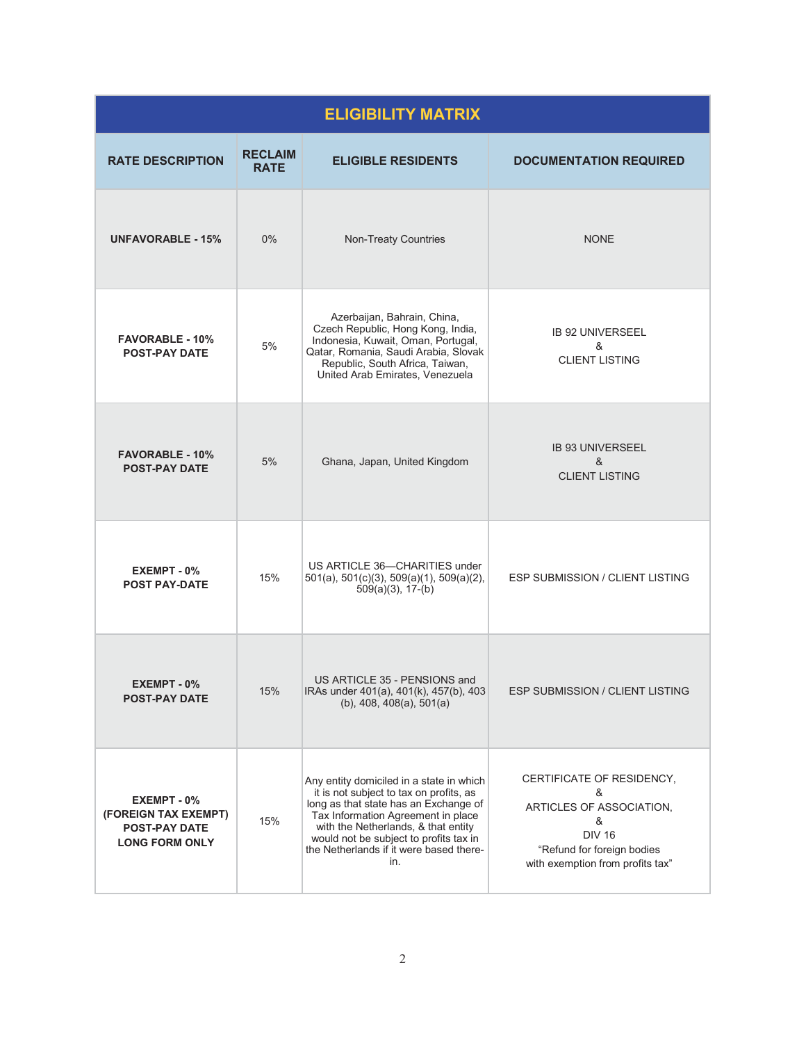| ELIGIBILITY MATRIX | | | |
|---|---|---|---|
| **RATE DESCRIPTION** | **RECLAIM RATE** | **ELIGIBLE RESIDENTS** | **DOCUMENTATION REQUIRED** |
| **UNFAVORABLE - 15%** | 0% | Non-Treaty Countries | NONE |
| **FAVORABLE - 10% POST-PAY DATE** | 5% | Azerbaijan, Bahrain, China, Czech Republic, Hong Kong, India, Indonesia, Kuwait, Oman, Portugal, Qatar, Romania, Saudi Arabia, Slovak Republic, South Africa, Taiwan, United Arab Emirates, Venezuela | IB 92 UNIVERSEEL & CLIENT LISTING |
| **FAVORABLE - 10% POST-PAY DATE** | 5% | Ghana, Japan, United Kingdom | IB 93 UNIVERSEEL & CLIENT LISTING |
| **EXEMPT - 0% POST PAY-DATE** | 15% | US ARTICLE 36—CHARITIES under 501(a), 501(c)(3), 509(a)(1), 509(a)(2), 509(a)(3), 17-(b) | ESP SUBMISSION / CLIENT LISTING |
| **EXEMPT - 0% POST-PAY DATE** | 15% | US ARTICLE 35 - PENSIONS and IRAs under 401(a), 401(k), 457(b), 403 (b), 408, 408(a), 501(a) | ESP SUBMISSION / CLIENT LISTING |
| **EXEMPT - 0% (FOREIGN TAX EXEMPT) POST-PAY DATE LONG FORM ONLY** | 15% | Any entity domiciled in a state in which it is not subject to tax on profits, as long as that state has an Exchange of Tax Information Agreement in place with the Netherlands, & that entity would not be subject to profits tax in the Netherlands if it were based there-in. | CERTIFICATE OF RESIDENCY, & ARTICLES OF ASSOCIATION, & DIV 16 "Refund for foreign bodies with exemption from profits tax" |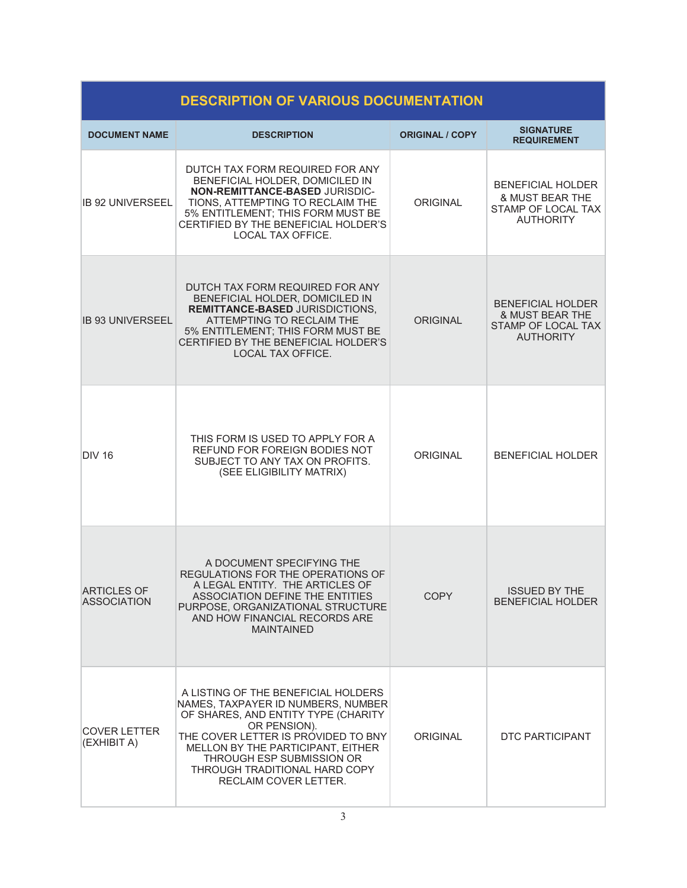| DESCRIPTION OF VARIOUS DOCUMENTATION | | | |
|---|---|---|---|
| **DOCUMENT NAME** | **DESCRIPTION** | **ORIGINAL / COPY** | **SIGNATURE REQUIREMENT** |
| IB 92 UNIVERSEEL | DUTCH TAX FORM REQUIRED FOR ANY BENEFICIAL HOLDER, DOMICILED IN **NON-REMITTANCE-BASED** JURISDICTIONS, ATTEMPTING TO RECLAIM THE 5% ENTITLEMENT; THIS FORM MUST BE CERTIFIED BY THE BENEFICIAL HOLDER'S LOCAL TAX OFFICE. | ORIGINAL | BENEFICIAL HOLDER & MUST BEAR THE STAMP OF LOCAL TAX AUTHORITY |
| IB 93 UNIVERSEEL | DUTCH TAX FORM REQUIRED FOR ANY BENEFICIAL HOLDER, DOMICILED IN **REMITTANCE-BASED** JURISDICTIONS, ATTEMPTING TO RECLAIM THE 5% ENTITLEMENT; THIS FORM MUST BE CERTIFIED BY THE BENEFICIAL HOLDER'S LOCAL TAX OFFICE. | ORIGINAL | BENEFICIAL HOLDER & MUST BEAR THE STAMP OF LOCAL TAX AUTHORITY |
| DIV 16 | THIS FORM IS USED TO APPLY FOR A REFUND FOR FOREIGN BODIES NOT SUBJECT TO ANY TAX ON PROFITS. (SEE ELIGIBILITY MATRIX) | ORIGINAL | BENEFICIAL HOLDER |
| ARTICLES OF ASSOCIATION | A DOCUMENT SPECIFYING THE REGULATIONS FOR THE OPERATIONS OF A LEGAL ENTITY. THE ARTICLES OF ASSOCIATION DEFINE THE ENTITIES PURPOSE, ORGANIZATIONAL STRUCTURE AND HOW FINANCIAL RECORDS ARE MAINTAINED | COPY | ISSUED BY THE BENEFICIAL HOLDER |
| COVER LETTER (EXHIBIT A) | A LISTING OF THE BENEFICIAL HOLDERS NAMES, TAXPAYER ID NUMBERS, NUMBER OF SHARES, AND ENTITY TYPE (CHARITY OR PENSION). THE COVER LETTER IS PROVIDED TO BNY MELLON BY THE PARTICIPANT, EITHER THROUGH ESP SUBMISSION OR THROUGH TRADITIONAL HARD COPY RECLAIM COVER LETTER. | ORIGINAL | DTC PARTICIPANT |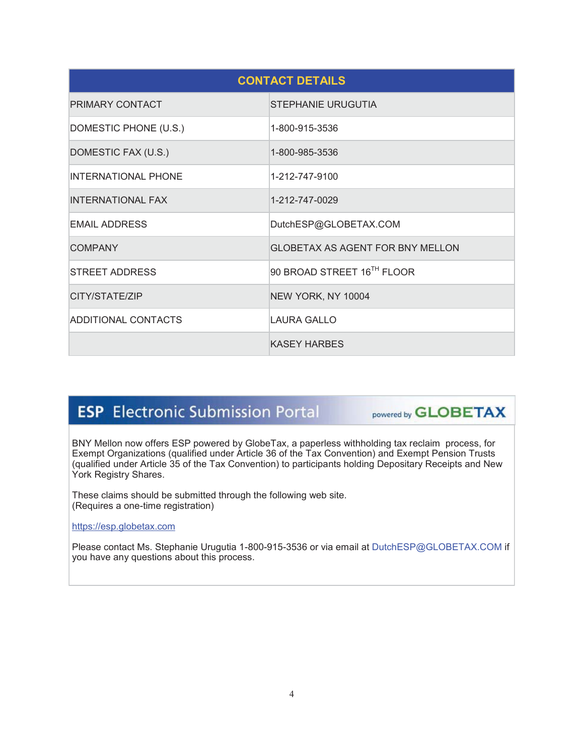| CONTACT DETAILS | |
|---|---|
| PRIMARY CONTACT | STEPHANIE URUGUTIA |
| DOMESTIC PHONE (U.S.) | 1-800-915-3536 |
| DOMESTIC FAX (U.S.) | 1-800-985-3536 |
| INTERNATIONAL PHONE | 1-212-747-9100 |
| INTERNATIONAL FAX | 1-212-747-0029 |
| EMAIL ADDRESS | DutchESP@GLOBETAX.COM |
| COMPANY | GLOBETAX AS AGENT FOR BNY MELLON |
| STREET ADDRESS | 90 BROAD STREET 16TH FLOOR |
| CITY/STATE/ZIP | NEW YORK, NY 10004 |
| ADDITIONAL CONTACTS | LAURA GALLO |
| | KASEY HARBES |

## ESP Electronic Submission Portal

powered by GLOBETAX

BNY Mellon now offers ESP powered by GlobeTax, a paperless withholding tax reclaim process, for Exempt Organizations (qualified under Article 36 of the Tax Convention) and Exempt Pension Trusts (qualified under Article 35 of the Tax Convention) to participants holding Depositary Receipts and New York Registry Shares.

These claims should be submitted through the following web site.
(Requires a one-time registration)

https://esp.globetax.com

Please contact Ms. Stephanie Urugutia 1-800-915-3536 or via email at DutchESP@GLOBETAX.COM if you have any questions about this process.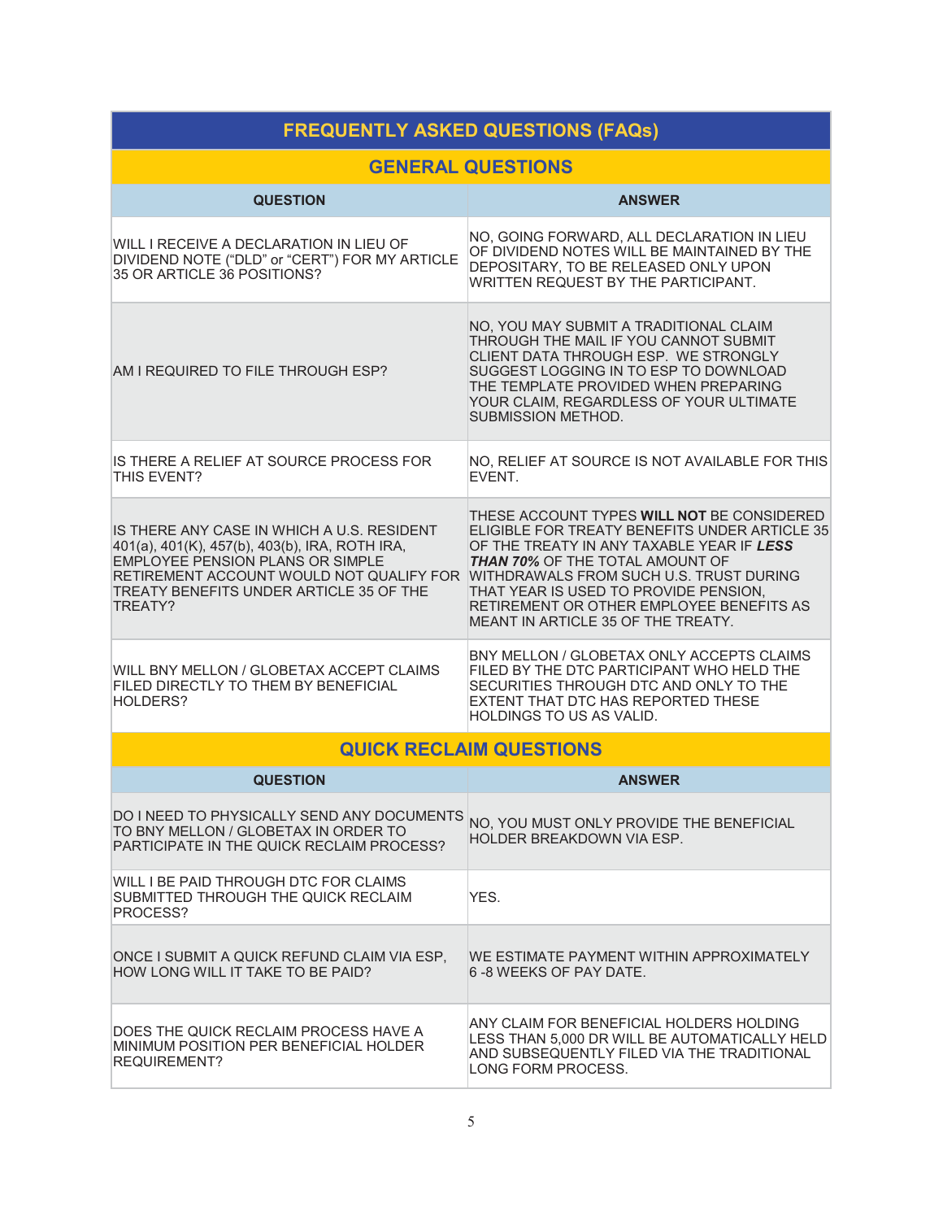# FREQUENTLY ASKED QUESTIONS (FAQs)

## GENERAL QUESTIONS

| QUESTION | ANSWER |
|---|---|
| WILL I RECEIVE A DECLARATION IN LIEU OF DIVIDEND NOTE ("DLD" or "CERT") FOR MY ARTICLE 35 OR ARTICLE 36 POSITIONS? | NO, GOING FORWARD, ALL DECLARATION IN LIEU OF DIVIDEND NOTES WILL BE MAINTAINED BY THE DEPOSITARY, TO BE RELEASED ONLY UPON WRITTEN REQUEST BY THE PARTICIPANT. |
| AM I REQUIRED TO FILE THROUGH ESP? | NO, YOU MAY SUBMIT A TRADITIONAL CLAIM THROUGH THE MAIL IF YOU CANNOT SUBMIT CLIENT DATA THROUGH ESP. WE STRONGLY SUGGEST LOGGING IN TO ESP TO DOWNLOAD THE TEMPLATE PROVIDED WHEN PREPARING YOUR CLAIM, REGARDLESS OF YOUR ULTIMATE SUBMISSION METHOD. |
| IS THERE A RELIEF AT SOURCE PROCESS FOR THIS EVENT? | NO, RELIEF AT SOURCE IS NOT AVAILABLE FOR THIS EVENT. |
| IS THERE ANY CASE IN WHICH A U.S. RESIDENT 401(a), 401(K), 457(b), 403(b), IRA, ROTH IRA, EMPLOYEE PENSION PLANS OR SIMPLE RETIREMENT ACCOUNT WOULD NOT QUALIFY FOR TREATY BENEFITS UNDER ARTICLE 35 OF THE TREATY? | THESE ACCOUNT TYPES **WILL NOT** BE CONSIDERED ELIGIBLE FOR TREATY BENEFITS UNDER ARTICLE 35 OF THE TREATY IN ANY TAXABLE YEAR IF ***LESS THAN 70%*** OF THE TOTAL AMOUNT OF WITHDRAWALS FROM SUCH U.S. TRUST DURING THAT YEAR IS USED TO PROVIDE PENSION, RETIREMENT OR OTHER EMPLOYEE BENEFITS AS MEANT IN ARTICLE 35 OF THE TREATY. |
| WILL BNY MELLON / GLOBETAX ACCEPT CLAIMS FILED DIRECTLY TO THEM BY BENEFICIAL HOLDERS? | BNY MELLON / GLOBETAX ONLY ACCEPTS CLAIMS FILED BY THE DTC PARTICIPANT WHO HELD THE SECURITIES THROUGH DTC AND ONLY TO THE EXTENT THAT DTC HAS REPORTED THESE HOLDINGS TO US AS VALID. |

## QUICK RECLAIM QUESTIONS

| QUESTION | ANSWER |
|---|---|
| DO I NEED TO PHYSICALLY SEND ANY DOCUMENTS TO BNY MELLON / GLOBETAX IN ORDER TO PARTICIPATE IN THE QUICK RECLAIM PROCESS? | NO, YOU MUST ONLY PROVIDE THE BENEFICIAL HOLDER BREAKDOWN VIA ESP. |
| WILL I BE PAID THROUGH DTC FOR CLAIMS SUBMITTED THROUGH THE QUICK RECLAIM PROCESS? | YES. |
| ONCE I SUBMIT A QUICK REFUND CLAIM VIA ESP, HOW LONG WILL IT TAKE TO BE PAID? | WE ESTIMATE PAYMENT WITHIN APPROXIMATELY 6 -8 WEEKS OF PAY DATE. |
| DOES THE QUICK RECLAIM PROCESS HAVE A MINIMUM POSITION PER BENEFICIAL HOLDER REQUIREMENT? | ANY CLAIM FOR BENEFICIAL HOLDERS HOLDING LESS THAN 5,000 DR WILL BE AUTOMATICALLY HELD AND SUBSEQUENTLY FILED VIA THE TRADITIONAL LONG FORM PROCESS. |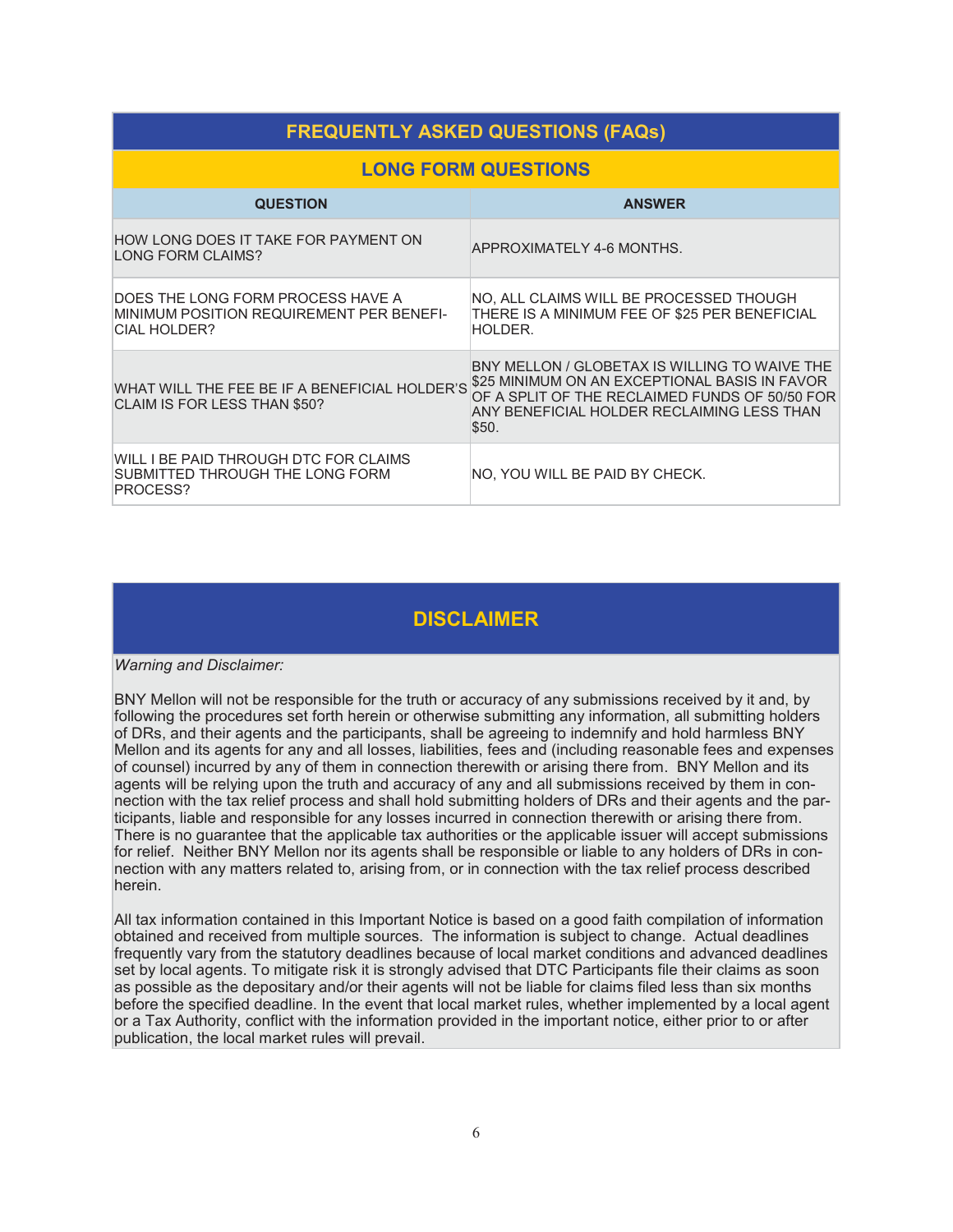## FREQUENTLY ASKED QUESTIONS (FAQs)

### LONG FORM QUESTIONS

| QUESTION | ANSWER |
|---|---|
| HOW LONG DOES IT TAKE FOR PAYMENT ON LONG FORM CLAIMS? | APPROXIMATELY 4-6 MONTHS. |
| DOES THE LONG FORM PROCESS HAVE A MINIMUM POSITION REQUIREMENT PER BENEFICIAL HOLDER? | NO, ALL CLAIMS WILL BE PROCESSED THOUGH THERE IS A MINIMUM FEE OF $25 PER BENEFICIAL HOLDER. |
| WHAT WILL THE FEE BE IF A BENEFICIAL HOLDER'S CLAIM IS FOR LESS THAN $50? | BNY MELLON / GLOBETAX IS WILLING TO WAIVE THE $25 MINIMUM ON AN EXCEPTIONAL BASIS IN FAVOR OF A SPLIT OF THE RECLAIMED FUNDS OF 50/50 FOR ANY BENEFICIAL HOLDER RECLAIMING LESS THAN $50. |
| WILL I BE PAID THROUGH DTC FOR CLAIMS SUBMITTED THROUGH THE LONG FORM PROCESS? | NO, YOU WILL BE PAID BY CHECK. |

## DISCLAIMER

*Warning and Disclaimer:*

BNY Mellon will not be responsible for the truth or accuracy of any submissions received by it and, by following the procedures set forth herein or otherwise submitting any information, all submitting holders of DRs, and their agents and the participants, shall be agreeing to indemnify and hold harmless BNY Mellon and its agents for any and all losses, liabilities, fees and (including reasonable fees and expenses of counsel) incurred by any of them in connection therewith or arising there from. BNY Mellon and its agents will be relying upon the truth and accuracy of any and all submissions received by them in connection with the tax relief process and shall hold submitting holders of DRs and their agents and the participants, liable and responsible for any losses incurred in connection therewith or arising there from. There is no guarantee that the applicable tax authorities or the applicable issuer will accept submissions for relief. Neither BNY Mellon nor its agents shall be responsible or liable to any holders of DRs in connection with any matters related to, arising from, or in connection with the tax relief process described herein.

All tax information contained in this Important Notice is based on a good faith compilation of information obtained and received from multiple sources. The information is subject to change. Actual deadlines frequently vary from the statutory deadlines because of local market conditions and advanced deadlines set by local agents. To mitigate risk it is strongly advised that DTC Participants file their claims as soon as possible as the depositary and/or their agents will not be liable for claims filed less than six months before the specified deadline. In the event that local market rules, whether implemented by a local agent or a Tax Authority, conflict with the information provided in the important notice, either prior to or after publication, the local market rules will prevail.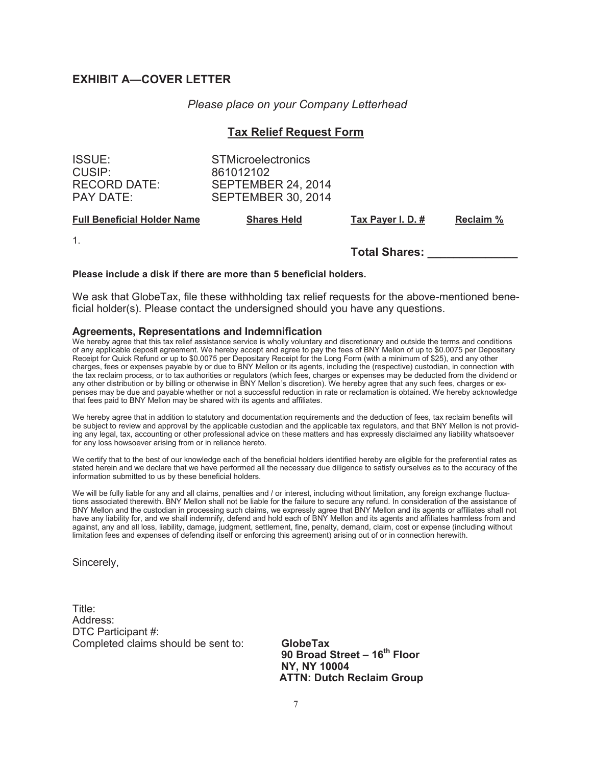## EXHIBIT A—COVER LETTER

*Please place on your Company Letterhead*

### Tax Relief Request Form

| | |
|---|---|
| ISSUE: | STMicroelectronics |
| CUSIP: | 861012102 |
| RECORD DATE: | SEPTEMBER 24, 2014 |
| PAY DATE: | SEPTEMBER 30, 2014 |

| Full Beneficial Holder Name | Shares Held | Tax Payer I. D. # | Reclaim % |
|---|---|---|---|
| 1. | | | |

**Total Shares: ______________**

**Please include a disk if there are more than 5 beneficial holders.**

We ask that GlobeTax, file these withholding tax relief requests for the above-mentioned beneficial holder(s). Please contact the undersigned should you have any questions.

**Agreements, Representations and Indemnification**

We hereby agree that this tax relief assistance service is wholly voluntary and discretionary and outside the terms and conditions of any applicable deposit agreement. We hereby accept and agree to pay the fees of BNY Mellon of up to $0.0075 per Depositary Receipt for Quick Refund or up to $0.0075 per Depositary Receipt for the Long Form (with a minimum of $25), and any other charges, fees or expenses payable by or due to BNY Mellon or its agents, including the (respective) custodian, in connection with the tax reclaim process, or to tax authorities or regulators (which fees, charges or expenses may be deducted from the dividend or any other distribution or by billing or otherwise in BNY Mellon's discretion). We hereby agree that any such fees, charges or expenses may be due and payable whether or not a successful reduction in rate or reclamation is obtained. We hereby acknowledge that fees paid to BNY Mellon may be shared with its agents and affiliates.

We hereby agree that in addition to statutory and documentation requirements and the deduction of fees, tax reclaim benefits will be subject to review and approval by the applicable custodian and the applicable tax regulators, and that BNY Mellon is not providing any legal, tax, accounting or other professional advice on these matters and has expressly disclaimed any liability whatsoever for any loss howsoever arising from or in reliance hereto.

We certify that to the best of our knowledge each of the beneficial holders identified hereby are eligible for the preferential rates as stated herein and we declare that we have performed all the necessary due diligence to satisfy ourselves as to the accuracy of the information submitted to us by these beneficial holders.

We will be fully liable for any and all claims, penalties and / or interest, including without limitation, any foreign exchange fluctuations associated therewith. BNY Mellon shall not be liable for the failure to secure any refund. In consideration of the assistance of BNY Mellon and the custodian in processing such claims, we expressly agree that BNY Mellon and its agents or affiliates shall not have any liability for, and we shall indemnify, defend and hold each of BNY Mellon and its agents and affiliates harmless from and against, any and all loss, liability, damage, judgment, settlement, fine, penalty, demand, claim, cost or expense (including without limitation fees and expenses of defending itself or enforcing this agreement) arising out of or in connection herewith.

Sincerely,

Title:
Address:
DTC Participant #:
Completed claims should be sent to: **GlobeTax**
**90 Broad Street – 16th Floor**
**NY, NY 10004**
**ATTN: Dutch Reclaim Group**